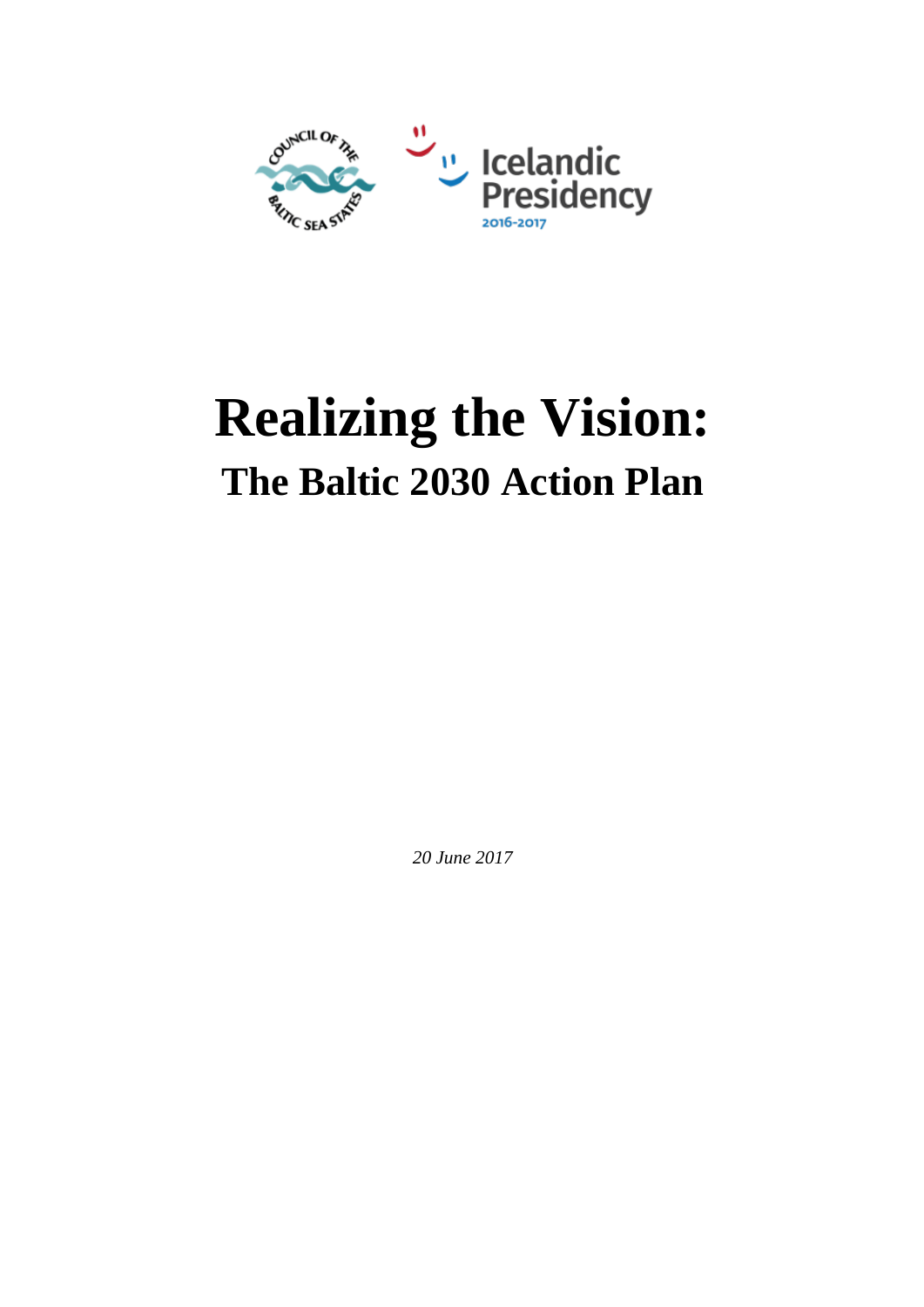# Realizing the Vision:

## The Baltic 2030 Action Plan

*20 June 2017*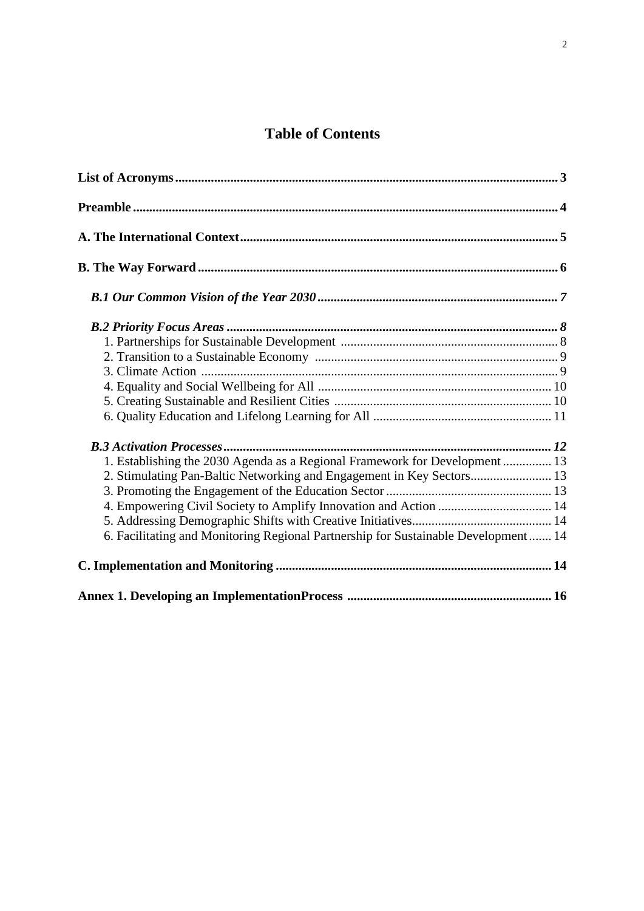# Table of Contents

**List of Acronyms** .......... **3**

**Preamble** .......... **4**

**A. The International Context** .......... **5**

**B. The Way Forward** .......... **6**

***B.1 Our Common Vision of the Year 2030*** .......... ***7***

***B.2 Priority Focus Areas*** .......... ***8***

1. Partnerships for Sustainable Development .......... 8
2. Transition to a Sustainable Economy .......... 9
3. Climate Action .......... 9
4. Equality and Social Wellbeing for All .......... 10
5. Creating Sustainable and Resilient Cities .......... 10
6. Quality Education and Lifelong Learning for All .......... 11

***B.3 Activation Processes*** .......... ***12***

1. Establishing the 2030 Agenda as a Regional Framework for Development .......... 13
2. Stimulating Pan-Baltic Networking and Engagement in Key Sectors .......... 13
3. Promoting the Engagement of the Education Sector .......... 13
4. Empowering Civil Society to Amplify Innovation and Action .......... 14
5. Addressing Demographic Shifts with Creative Initiatives .......... 14
6. Facilitating and Monitoring Regional Partnership for Sustainable Development .......... 14

**C. Implementation and Monitoring** .......... **14**

**Annex 1. Developing an ImplementationProcess** .......... **16**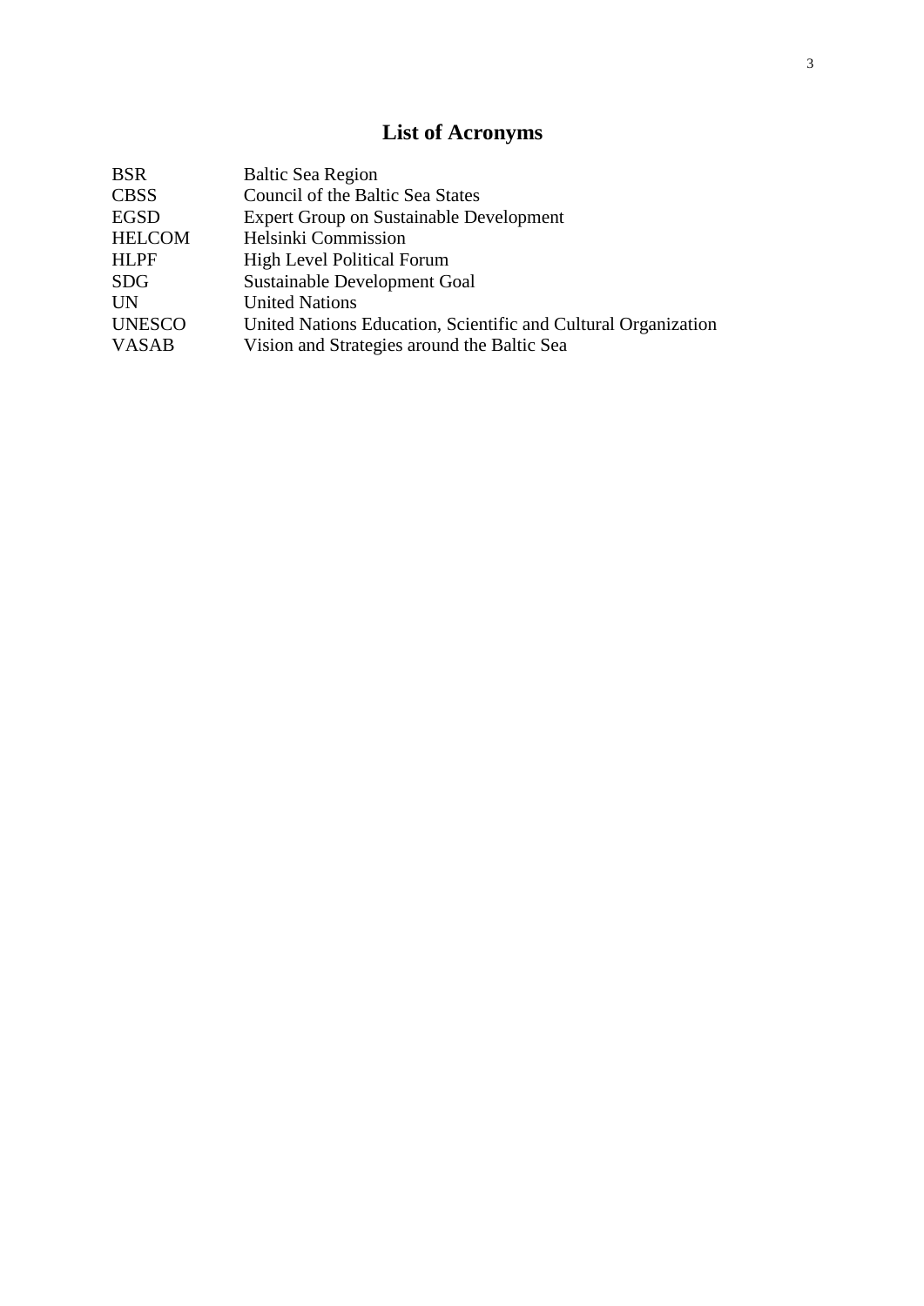# List of Acronyms

| | |
|---|---|
| BSR | Baltic Sea Region |
| CBSS | Council of the Baltic Sea States |
| EGSD | Expert Group on Sustainable Development |
| HELCOM | Helsinki Commission |
| HLPF | High Level Political Forum |
| SDG | Sustainable Development Goal |
| UN | United Nations |
| UNESCO | United Nations Education, Scientific and Cultural Organization |
| VASAB | Vision and Strategies around the Baltic Sea |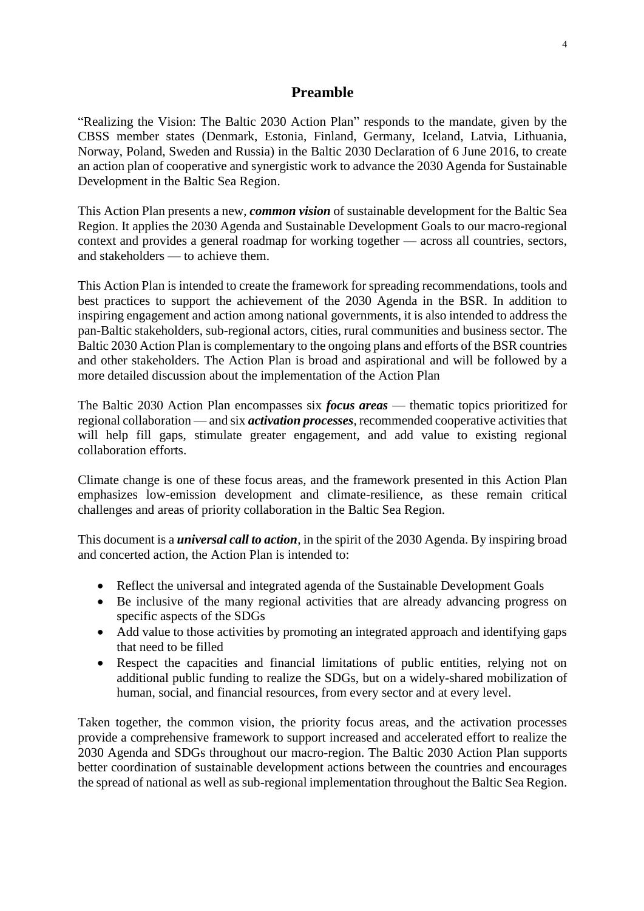# Preamble

"Realizing the Vision: The Baltic 2030 Action Plan" responds to the mandate, given by the CBSS member states (Denmark, Estonia, Finland, Germany, Iceland, Latvia, Lithuania, Norway, Poland, Sweden and Russia) in the Baltic 2030 Declaration of 6 June 2016, to create an action plan of cooperative and synergistic work to advance the 2030 Agenda for Sustainable Development in the Baltic Sea Region.

This Action Plan presents a new, ***common vision*** of sustainable development for the Baltic Sea Region. It applies the 2030 Agenda and Sustainable Development Goals to our macro-regional context and provides a general roadmap for working together — across all countries, sectors, and stakeholders — to achieve them.

This Action Plan is intended to create the framework for spreading recommendations, tools and best practices to support the achievement of the 2030 Agenda in the BSR. In addition to inspiring engagement and action among national governments, it is also intended to address the pan-Baltic stakeholders, sub-regional actors, cities, rural communities and business sector. The Baltic 2030 Action Plan is complementary to the ongoing plans and efforts of the BSR countries and other stakeholders. The Action Plan is broad and aspirational and will be followed by a more detailed discussion about the implementation of the Action Plan

The Baltic 2030 Action Plan encompasses six ***focus areas*** — thematic topics prioritized for regional collaboration — and six ***activation processes***, recommended cooperative activities that will help fill gaps, stimulate greater engagement, and add value to existing regional collaboration efforts.

Climate change is one of these focus areas, and the framework presented in this Action Plan emphasizes low-emission development and climate-resilience, as these remain critical challenges and areas of priority collaboration in the Baltic Sea Region.

This document is a ***universal call to action***, in the spirit of the 2030 Agenda. By inspiring broad and concerted action, the Action Plan is intended to:

- Reflect the universal and integrated agenda of the Sustainable Development Goals
- Be inclusive of the many regional activities that are already advancing progress on specific aspects of the SDGs
- Add value to those activities by promoting an integrated approach and identifying gaps that need to be filled
- Respect the capacities and financial limitations of public entities, relying not on additional public funding to realize the SDGs, but on a widely-shared mobilization of human, social, and financial resources, from every sector and at every level.

Taken together, the common vision, the priority focus areas, and the activation processes provide a comprehensive framework to support increased and accelerated effort to realize the 2030 Agenda and SDGs throughout our macro-region. The Baltic 2030 Action Plan supports better coordination of sustainable development actions between the countries and encourages the spread of national as well as sub-regional implementation throughout the Baltic Sea Region.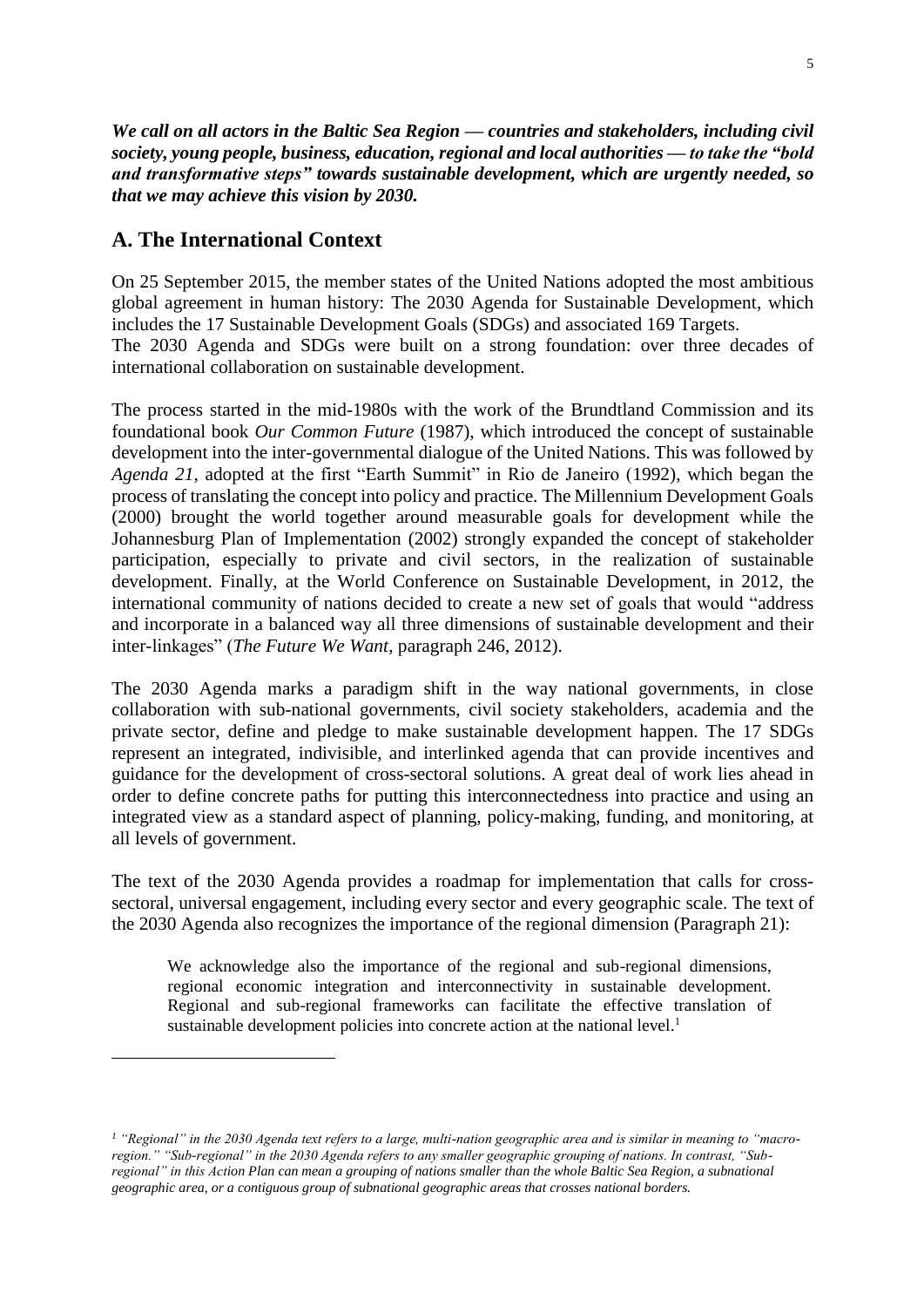***We call on all actors in the Baltic Sea Region — countries and stakeholders, including civil society, young people, business, education, regional and local authorities — to take the "bold and transformative steps" towards sustainable development, which are urgently needed, so that we may achieve this vision by 2030.***

## A. The International Context

On 25 September 2015, the member states of the United Nations adopted the most ambitious global agreement in human history: The 2030 Agenda for Sustainable Development, which includes the 17 Sustainable Development Goals (SDGs) and associated 169 Targets.
The 2030 Agenda and SDGs were built on a strong foundation: over three decades of international collaboration on sustainable development.

The process started in the mid-1980s with the work of the Brundtland Commission and its foundational book *Our Common Future* (1987), which introduced the concept of sustainable development into the inter-governmental dialogue of the United Nations. This was followed by *Agenda 21*, adopted at the first "Earth Summit" in Rio de Janeiro (1992), which began the process of translating the concept into policy and practice. The Millennium Development Goals (2000) brought the world together around measurable goals for development while the Johannesburg Plan of Implementation (2002) strongly expanded the concept of stakeholder participation, especially to private and civil sectors, in the realization of sustainable development. Finally, at the World Conference on Sustainable Development, in 2012, the international community of nations decided to create a new set of goals that would "address and incorporate in a balanced way all three dimensions of sustainable development and their inter-linkages" (*The Future We Want*, paragraph 246, 2012).

The 2030 Agenda marks a paradigm shift in the way national governments, in close collaboration with sub-national governments, civil society stakeholders, academia and the private sector, define and pledge to make sustainable development happen. The 17 SDGs represent an integrated, indivisible, and interlinked agenda that can provide incentives and guidance for the development of cross-sectoral solutions. A great deal of work lies ahead in order to define concrete paths for putting this interconnectedness into practice and using an integrated view as a standard aspect of planning, policy-making, funding, and monitoring, at all levels of government.

The text of the 2030 Agenda provides a roadmap for implementation that calls for cross-sectoral, universal engagement, including every sector and every geographic scale. The text of the 2030 Agenda also recognizes the importance of the regional dimension (Paragraph 21):

> We acknowledge also the importance of the regional and sub-regional dimensions, regional economic integration and interconnectivity in sustainable development. Regional and sub-regional frameworks can facilitate the effective translation of sustainable development policies into concrete action at the national level.[1]

---

*[1] "Regional" in the 2030 Agenda text refers to a large, multi-nation geographic area and is similar in meaning to "macro-region." "Sub-regional" in the 2030 Agenda refers to any smaller geographic grouping of nations. In contrast, "Sub-regional" in this Action Plan can mean a grouping of nations smaller than the whole Baltic Sea Region, a subnational geographic area, or a contiguous group of subnational geographic areas that crosses national borders.*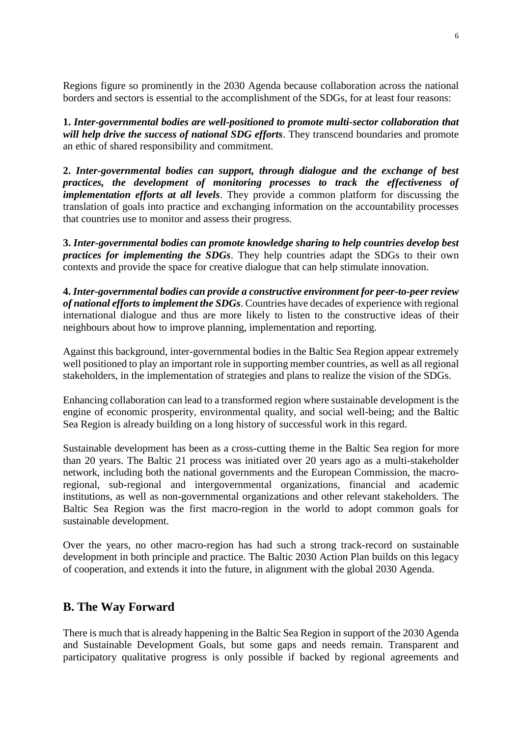Regions figure so prominently in the 2030 Agenda because collaboration across the national borders and sectors is essential to the accomplishment of the SDGs, for at least four reasons:

**1.** ***Inter-governmental bodies are well-positioned to promote multi-sector collaboration that will help drive the success of national SDG efforts***. They transcend boundaries and promote an ethic of shared responsibility and commitment.

**2.** ***Inter-governmental bodies can support, through dialogue and the exchange of best practices, the development of monitoring processes to track the effectiveness of implementation efforts at all levels***. They provide a common platform for discussing the translation of goals into practice and exchanging information on the accountability processes that countries use to monitor and assess their progress.

**3.** ***Inter-governmental bodies can promote knowledge sharing to help countries develop best practices for implementing the SDGs***. They help countries adapt the SDGs to their own contexts and provide the space for creative dialogue that can help stimulate innovation.

**4.** ***Inter-governmental bodies can provide a constructive environment for peer-to-peer review of national efforts to implement the SDGs***. Countries have decades of experience with regional international dialogue and thus are more likely to listen to the constructive ideas of their neighbours about how to improve planning, implementation and reporting.

Against this background, inter-governmental bodies in the Baltic Sea Region appear extremely well positioned to play an important role in supporting member countries, as well as all regional stakeholders, in the implementation of strategies and plans to realize the vision of the SDGs.

Enhancing collaboration can lead to a transformed region where sustainable development is the engine of economic prosperity, environmental quality, and social well-being; and the Baltic Sea Region is already building on a long history of successful work in this regard.

Sustainable development has been as a cross-cutting theme in the Baltic Sea region for more than 20 years. The Baltic 21 process was initiated over 20 years ago as a multi-stakeholder network, including both the national governments and the European Commission, the macro-regional, sub-regional and intergovernmental organizations, financial and academic institutions, as well as non-governmental organizations and other relevant stakeholders. The Baltic Sea Region was the first macro-region in the world to adopt common goals for sustainable development.

Over the years, no other macro-region has had such a strong track-record on sustainable development in both principle and practice. The Baltic 2030 Action Plan builds on this legacy of cooperation, and extends it into the future, in alignment with the global 2030 Agenda.

## B. The Way Forward

There is much that is already happening in the Baltic Sea Region in support of the 2030 Agenda and Sustainable Development Goals, but some gaps and needs remain. Transparent and participatory qualitative progress is only possible if backed by regional agreements and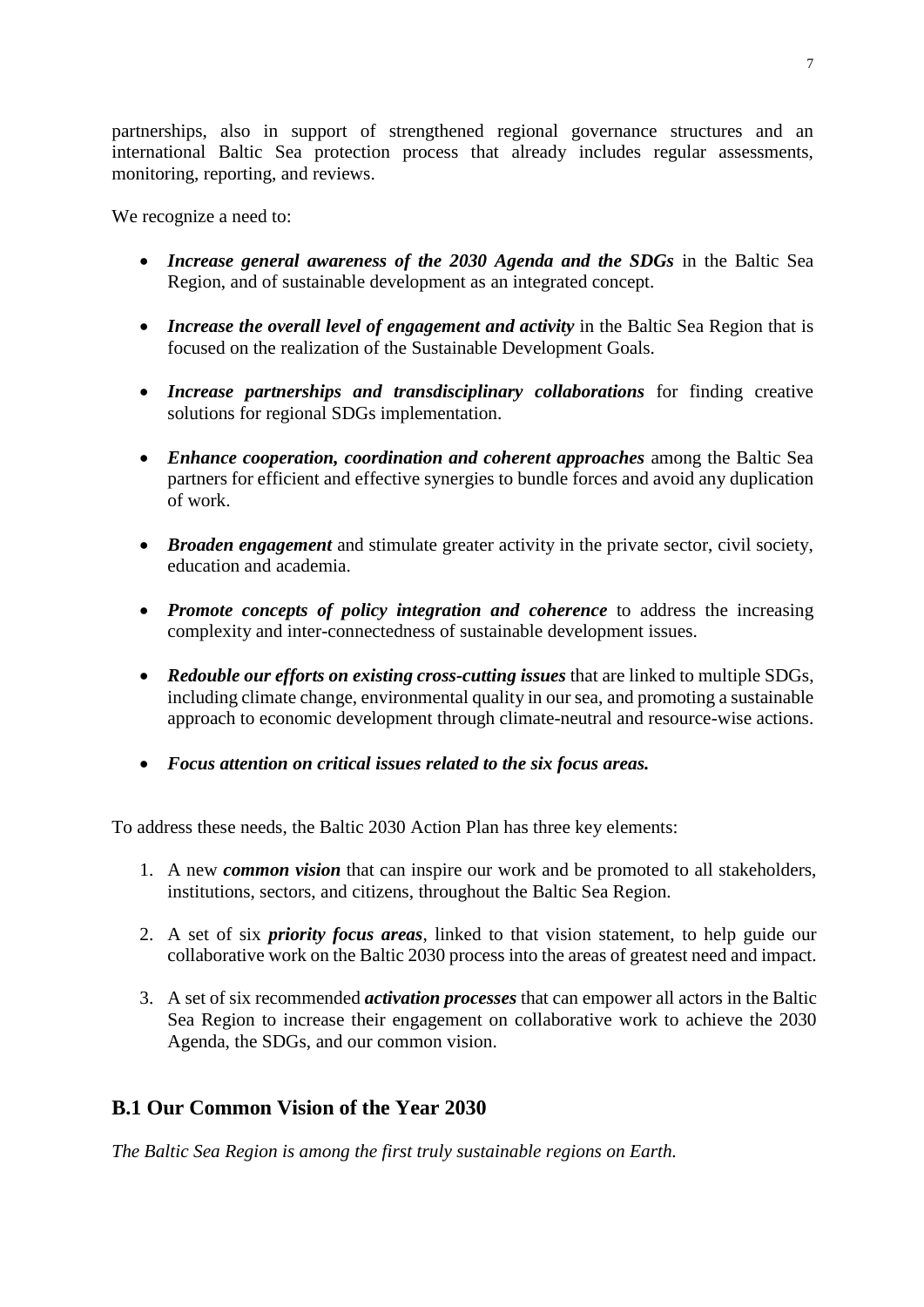partnerships, also in support of strengthened regional governance structures and an international Baltic Sea protection process that already includes regular assessments, monitoring, reporting, and reviews.

We recognize a need to:

- ***Increase general awareness of the 2030 Agenda and the SDGs*** in the Baltic Sea Region, and of sustainable development as an integrated concept.
- ***Increase the overall level of engagement and activity*** in the Baltic Sea Region that is focused on the realization of the Sustainable Development Goals.
- ***Increase partnerships and transdisciplinary collaborations*** for finding creative solutions for regional SDGs implementation.
- ***Enhance cooperation, coordination and coherent approaches*** among the Baltic Sea partners for efficient and effective synergies to bundle forces and avoid any duplication of work.
- ***Broaden engagement*** and stimulate greater activity in the private sector, civil society, education and academia.
- ***Promote concepts of policy integration and coherence*** to address the increasing complexity and inter-connectedness of sustainable development issues.
- ***Redouble our efforts on existing cross-cutting issues*** that are linked to multiple SDGs, including climate change, environmental quality in our sea, and promoting a sustainable approach to economic development through climate-neutral and resource-wise actions.
- ***Focus attention on critical issues related to the six focus areas.***

To address these needs, the Baltic 2030 Action Plan has three key elements:

1. A new ***common vision*** that can inspire our work and be promoted to all stakeholders, institutions, sectors, and citizens, throughout the Baltic Sea Region.
2. A set of six ***priority focus areas***, linked to that vision statement, to help guide our collaborative work on the Baltic 2030 process into the areas of greatest need and impact.
3. A set of six recommended ***activation processes*** that can empower all actors in the Baltic Sea Region to increase their engagement on collaborative work to achieve the 2030 Agenda, the SDGs, and our common vision.

## B.1 Our Common Vision of the Year 2030

*The Baltic Sea Region is among the first truly sustainable regions on Earth.*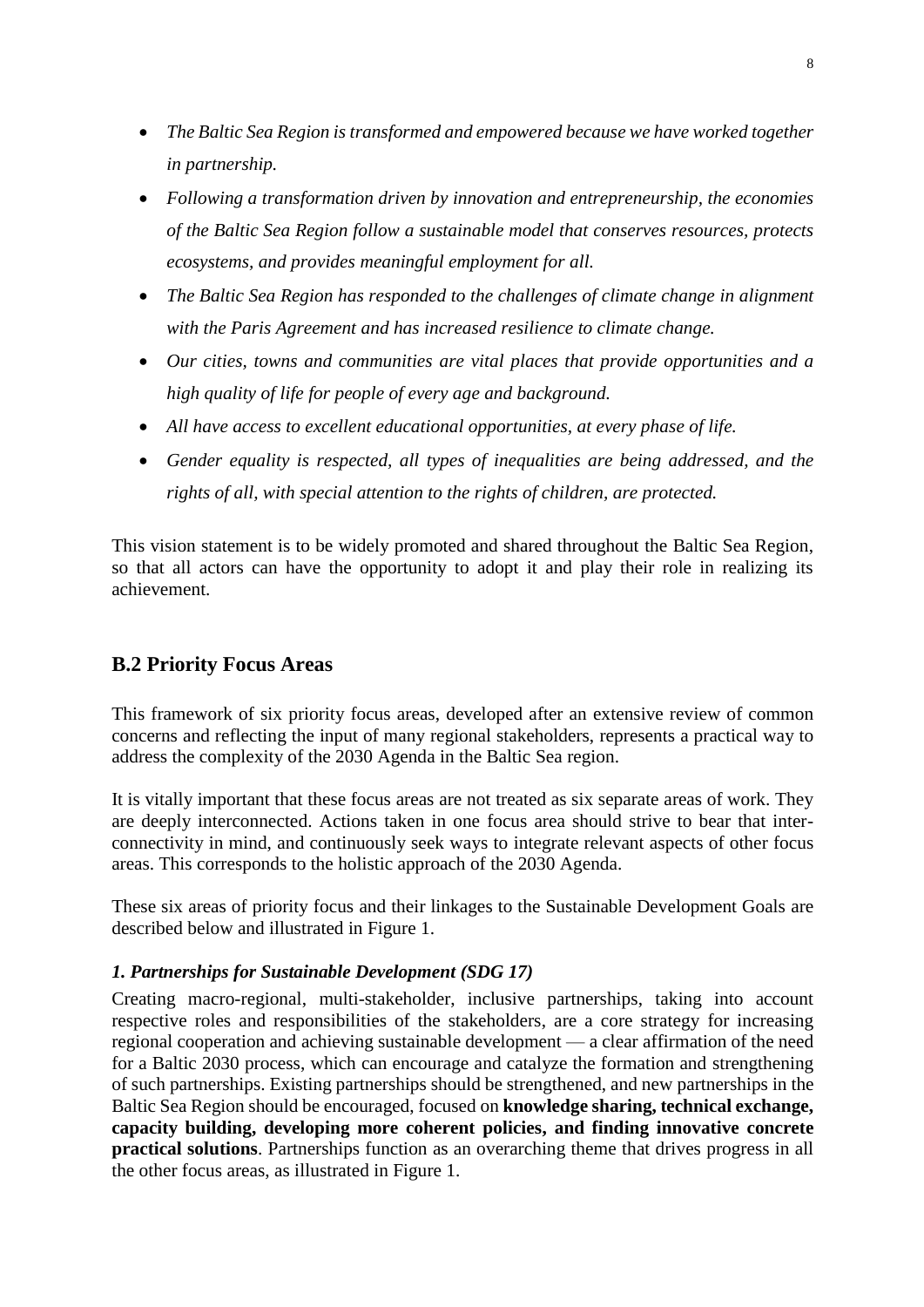- *The Baltic Sea Region is transformed and empowered because we have worked together in partnership.*
- *Following a transformation driven by innovation and entrepreneurship, the economies of the Baltic Sea Region follow a sustainable model that conserves resources, protects ecosystems, and provides meaningful employment for all.*
- *The Baltic Sea Region has responded to the challenges of climate change in alignment with the Paris Agreement and has increased resilience to climate change.*
- *Our cities, towns and communities are vital places that provide opportunities and a high quality of life for people of every age and background.*
- *All have access to excellent educational opportunities, at every phase of life.*
- *Gender equality is respected, all types of inequalities are being addressed, and the rights of all, with special attention to the rights of children, are protected.*

This vision statement is to be widely promoted and shared throughout the Baltic Sea Region, so that all actors can have the opportunity to adopt it and play their role in realizing its achievement.

## B.2 Priority Focus Areas

This framework of six priority focus areas, developed after an extensive review of common concerns and reflecting the input of many regional stakeholders, represents a practical way to address the complexity of the 2030 Agenda in the Baltic Sea region.

It is vitally important that these focus areas are not treated as six separate areas of work. They are deeply interconnected. Actions taken in one focus area should strive to bear that inter-connectivity in mind, and continuously seek ways to integrate relevant aspects of other focus areas. This corresponds to the holistic approach of the 2030 Agenda.

These six areas of priority focus and their linkages to the Sustainable Development Goals are described below and illustrated in Figure 1.

### *1. Partnerships for Sustainable Development (SDG 17)*

Creating macro-regional, multi-stakeholder, inclusive partnerships, taking into account respective roles and responsibilities of the stakeholders, are a core strategy for increasing regional cooperation and achieving sustainable development — a clear affirmation of the need for a Baltic 2030 process, which can encourage and catalyze the formation and strengthening of such partnerships. Existing partnerships should be strengthened, and new partnerships in the Baltic Sea Region should be encouraged, focused on **knowledge sharing, technical exchange, capacity building, developing more coherent policies, and finding innovative concrete practical solutions**. Partnerships function as an overarching theme that drives progress in all the other focus areas, as illustrated in Figure 1.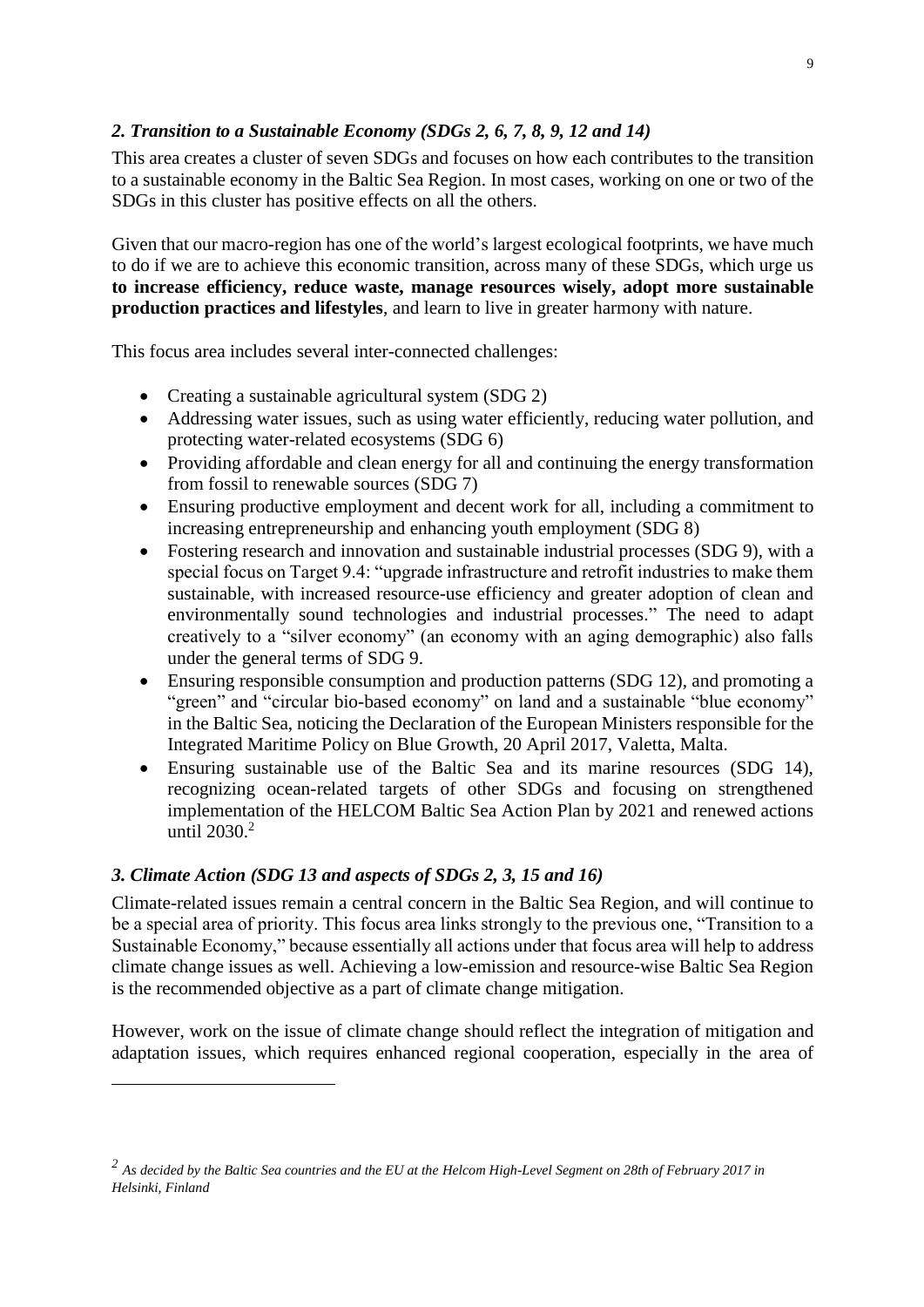### *2. Transition to a Sustainable Economy (SDGs 2, 6, 7, 8, 9, 12 and 14)*

This area creates a cluster of seven SDGs and focuses on how each contributes to the transition to a sustainable economy in the Baltic Sea Region. In most cases, working on one or two of the SDGs in this cluster has positive effects on all the others.

Given that our macro-region has one of the world's largest ecological footprints, we have much to do if we are to achieve this economic transition, across many of these SDGs, which urge us **to increase efficiency, reduce waste, manage resources wisely, adopt more sustainable production practices and lifestyles**, and learn to live in greater harmony with nature.

This focus area includes several inter-connected challenges:

- Creating a sustainable agricultural system (SDG 2)
- Addressing water issues, such as using water efficiently, reducing water pollution, and protecting water-related ecosystems (SDG 6)
- Providing affordable and clean energy for all and continuing the energy transformation from fossil to renewable sources (SDG 7)
- Ensuring productive employment and decent work for all, including a commitment to increasing entrepreneurship and enhancing youth employment (SDG 8)
- Fostering research and innovation and sustainable industrial processes (SDG 9), with a special focus on Target 9.4: "upgrade infrastructure and retrofit industries to make them sustainable, with increased resource-use efficiency and greater adoption of clean and environmentally sound technologies and industrial processes." The need to adapt creatively to a "silver economy" (an economy with an aging demographic) also falls under the general terms of SDG 9.
- Ensuring responsible consumption and production patterns (SDG 12), and promoting a "green" and "circular bio-based economy" on land and a sustainable "blue economy" in the Baltic Sea, noticing the Declaration of the European Ministers responsible for the Integrated Maritime Policy on Blue Growth, 20 April 2017, Valetta, Malta.
- Ensuring sustainable use of the Baltic Sea and its marine resources (SDG 14), recognizing ocean-related targets of other SDGs and focusing on strengthened implementation of the HELCOM Baltic Sea Action Plan by 2021 and renewed actions until 2030.[2]

### *3. Climate Action (SDG 13 and aspects of SDGs 2, 3, 15 and 16)*

Climate-related issues remain a central concern in the Baltic Sea Region, and will continue to be a special area of priority. This focus area links strongly to the previous one, "Transition to a Sustainable Economy," because essentially all actions under that focus area will help to address climate change issues as well. Achieving a low-emission and resource-wise Baltic Sea Region is the recommended objective as a part of climate change mitigation.

However, work on the issue of climate change should reflect the integration of mitigation and adaptation issues, which requires enhanced regional cooperation, especially in the area of

---

[2] *As decided by the Baltic Sea countries and the EU at the Helcom High-Level Segment on 28th of February 2017 in Helsinki, Finland*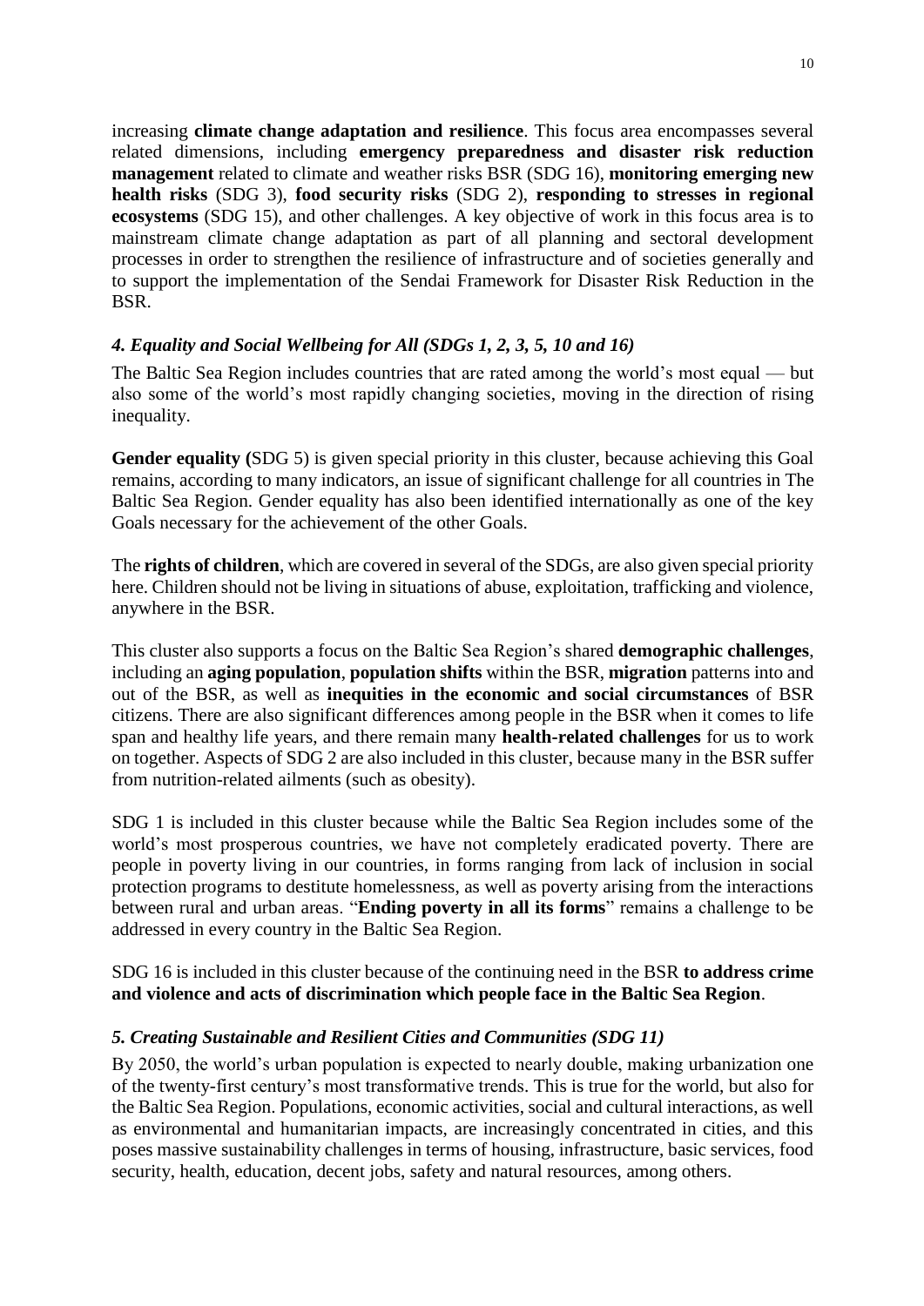increasing **climate change adaptation and resilience**. This focus area encompasses several related dimensions, including **emergency preparedness and disaster risk reduction management** related to climate and weather risks BSR (SDG 16), **monitoring emerging new health risks** (SDG 3), **food security risks** (SDG 2), **responding to stresses in regional ecosystems** (SDG 15), and other challenges. A key objective of work in this focus area is to mainstream climate change adaptation as part of all planning and sectoral development processes in order to strengthen the resilience of infrastructure and of societies generally and to support the implementation of the Sendai Framework for Disaster Risk Reduction in the BSR.

### *4. Equality and Social Wellbeing for All (SDGs 1, 2, 3, 5, 10 and 16)*

The Baltic Sea Region includes countries that are rated among the world's most equal — but also some of the world's most rapidly changing societies, moving in the direction of rising inequality.

**Gender equality (**SDG 5) is given special priority in this cluster, because achieving this Goal remains, according to many indicators, an issue of significant challenge for all countries in The Baltic Sea Region. Gender equality has also been identified internationally as one of the key Goals necessary for the achievement of the other Goals.

The **rights of children**, which are covered in several of the SDGs, are also given special priority here. Children should not be living in situations of abuse, exploitation, trafficking and violence, anywhere in the BSR.

This cluster also supports a focus on the Baltic Sea Region's shared **demographic challenges**, including an **aging population**, **population shifts** within the BSR, **migration** patterns into and out of the BSR, as well as **inequities in the economic and social circumstances** of BSR citizens. There are also significant differences among people in the BSR when it comes to life span and healthy life years, and there remain many **health-related challenges** for us to work on together. Aspects of SDG 2 are also included in this cluster, because many in the BSR suffer from nutrition-related ailments (such as obesity).

SDG 1 is included in this cluster because while the Baltic Sea Region includes some of the world's most prosperous countries, we have not completely eradicated poverty. There are people in poverty living in our countries, in forms ranging from lack of inclusion in social protection programs to destitute homelessness, as well as poverty arising from the interactions between rural and urban areas. "**Ending poverty in all its forms**" remains a challenge to be addressed in every country in the Baltic Sea Region.

SDG 16 is included in this cluster because of the continuing need in the BSR **to address crime and violence and acts of discrimination which people face in the Baltic Sea Region**.

### *5. Creating Sustainable and Resilient Cities and Communities (SDG 11)*

By 2050, the world's urban population is expected to nearly double, making urbanization one of the twenty-first century's most transformative trends. This is true for the world, but also for the Baltic Sea Region. Populations, economic activities, social and cultural interactions, as well as environmental and humanitarian impacts, are increasingly concentrated in cities, and this poses massive sustainability challenges in terms of housing, infrastructure, basic services, food security, health, education, decent jobs, safety and natural resources, among others.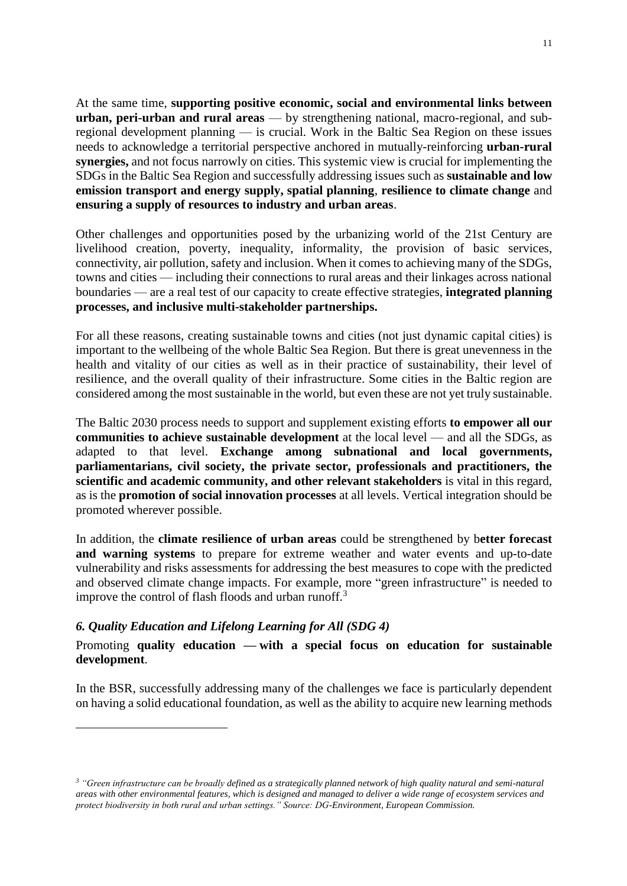At the same time, **supporting positive economic, social and environmental links between urban, peri-urban and rural areas** — by strengthening national, macro-regional, and sub-regional development planning — is crucial. Work in the Baltic Sea Region on these issues needs to acknowledge a territorial perspective anchored in mutually-reinforcing **urban-rural synergies,** and not focus narrowly on cities. This systemic view is crucial for implementing the SDGs in the Baltic Sea Region and successfully addressing issues such as **sustainable and low emission transport and energy supply, spatial planning**, **resilience to climate change** and **ensuring a supply of resources to industry and urban areas**.

Other challenges and opportunities posed by the urbanizing world of the 21st Century are livelihood creation, poverty, inequality, informality, the provision of basic services, connectivity, air pollution, safety and inclusion. When it comes to achieving many of the SDGs, towns and cities — including their connections to rural areas and their linkages across national boundaries — are a real test of our capacity to create effective strategies, **integrated planning processes, and inclusive multi-stakeholder partnerships.**

For all these reasons, creating sustainable towns and cities (not just dynamic capital cities) is important to the wellbeing of the whole Baltic Sea Region. But there is great unevenness in the health and vitality of our cities as well as in their practice of sustainability, their level of resilience, and the overall quality of their infrastructure. Some cities in the Baltic region are considered among the most sustainable in the world, but even these are not yet truly sustainable.

The Baltic 2030 process needs to support and supplement existing efforts **to empower all our communities to achieve sustainable development** at the local level — and all the SDGs, as adapted to that level. **Exchange among subnational and local governments, parliamentarians, civil society, the private sector, professionals and practitioners, the scientific and academic community, and other relevant stakeholders** is vital in this regard, as is the **promotion of social innovation processes** at all levels. Vertical integration should be promoted wherever possible.

In addition, the **climate resilience of urban areas** could be strengthened by b**etter forecast and warning systems** to prepare for extreme weather and water events and up-to-date vulnerability and risks assessments for addressing the best measures to cope with the predicted and observed climate change impacts. For example, more "green infrastructure" is needed to improve the control of flash floods and urban runoff.[3]

### *6. Quality Education and Lifelong Learning for All (SDG 4)*

Promoting **quality education — with a special focus on education for sustainable development**.

In the BSR, successfully addressing many of the challenges we face is particularly dependent on having a solid educational foundation, as well as the ability to acquire new learning methods

---

[3] *"Green infrastructure can be broadly defined as a strategically planned network of high quality natural and semi-natural areas with other environmental features, which is designed and managed to deliver a wide range of ecosystem services and protect biodiversity in both rural and urban settings." Source: DG-Environment, European Commission.*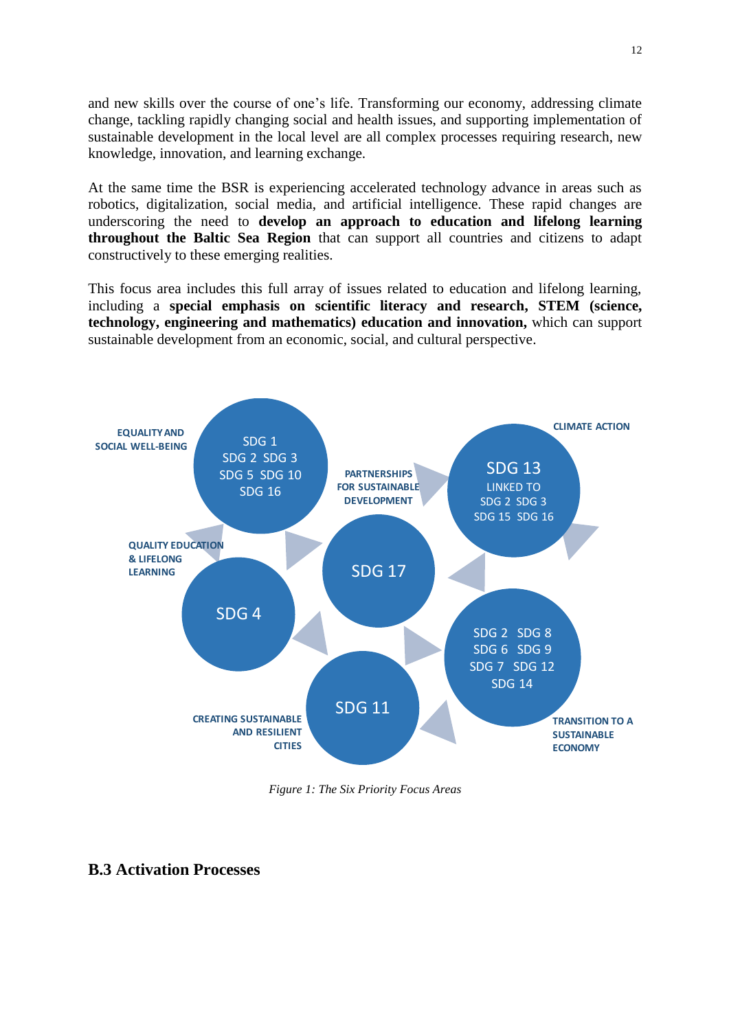and new skills over the course of one's life. Transforming our economy, addressing climate change, tackling rapidly changing social and health issues, and supporting implementation of sustainable development in the local level are all complex processes requiring research, new knowledge, innovation, and learning exchange.

At the same time the BSR is experiencing accelerated technology advance in areas such as robotics, digitalization, social media, and artificial intelligence. These rapid changes are underscoring the need to **develop an approach to education and lifelong learning throughout the Baltic Sea Region** that can support all countries and citizens to adapt constructively to these emerging realities.

This focus area includes this full array of issues related to education and lifelong learning, including a **special emphasis on scientific literacy and research, STEM (science, technology, engineering and mathematics) education and innovation,** which can support sustainable development from an economic, social, and cultural perspective.

EQUALITY AND SOCIAL WELL-BEING: SDG 1, SDG 2, SDG 3, SDG 5, SDG 10, SDG 16

CLIMATE ACTION: SDG 13 LINKED TO SDG 2, SDG 3, SDG 15, SDG 16

PARTNERSHIPS FOR SUSTAINABLE DEVELOPMENT: SDG 17

QUALITY EDUCATION & LIFELONG LEARNING: SDG 4

TRANSITION TO A SUSTAINABLE ECONOMY: SDG 2, SDG 8, SDG 6, SDG 9, SDG 7, SDG 12, SDG 14

CREATING SUSTAINABLE AND RESILIENT CITIES: SDG 11

*Figure 1: The Six Priority Focus Areas*

## B.3 Activation Processes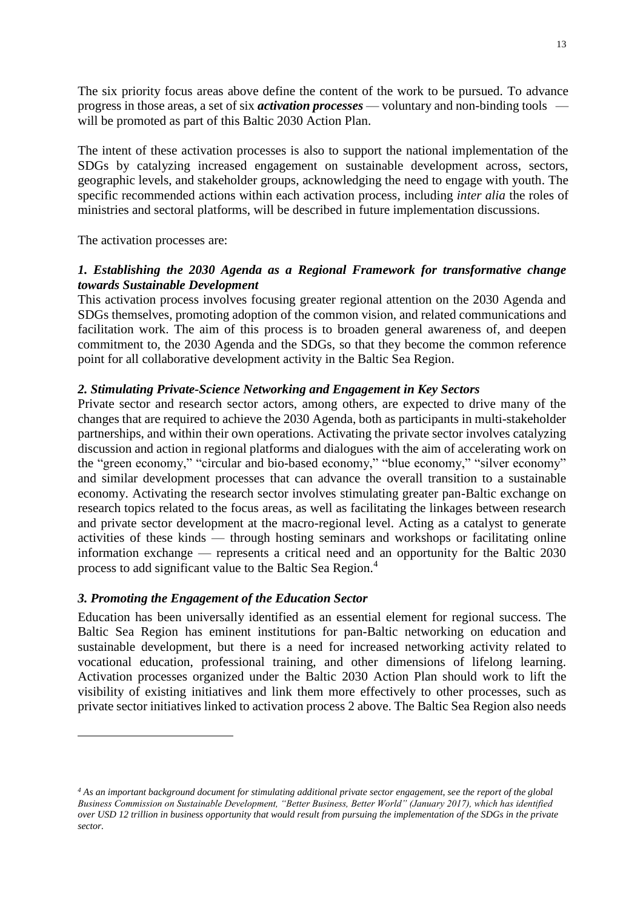The six priority focus areas above define the content of the work to be pursued. To advance progress in those areas, a set of six ***activation processes*** — voluntary and non-binding tools — will be promoted as part of this Baltic 2030 Action Plan.

The intent of these activation processes is also to support the national implementation of the SDGs by catalyzing increased engagement on sustainable development across, sectors, geographic levels, and stakeholder groups, acknowledging the need to engage with youth. The specific recommended actions within each activation process, including *inter alia* the roles of ministries and sectoral platforms, will be described in future implementation discussions.

The activation processes are:

***1. Establishing the 2030 Agenda as a Regional Framework for transformative change towards Sustainable Development***

This activation process involves focusing greater regional attention on the 2030 Agenda and SDGs themselves, promoting adoption of the common vision, and related communications and facilitation work. The aim of this process is to broaden general awareness of, and deepen commitment to, the 2030 Agenda and the SDGs, so that they become the common reference point for all collaborative development activity in the Baltic Sea Region.

***2. Stimulating Private-Science Networking and Engagement in Key Sectors***

Private sector and research sector actors, among others, are expected to drive many of the changes that are required to achieve the 2030 Agenda, both as participants in multi-stakeholder partnerships, and within their own operations. Activating the private sector involves catalyzing discussion and action in regional platforms and dialogues with the aim of accelerating work on the "green economy," "circular and bio-based economy," "blue economy," "silver economy" and similar development processes that can advance the overall transition to a sustainable economy. Activating the research sector involves stimulating greater pan-Baltic exchange on research topics related to the focus areas, as well as facilitating the linkages between research and private sector development at the macro-regional level. Acting as a catalyst to generate activities of these kinds — through hosting seminars and workshops or facilitating online information exchange — represents a critical need and an opportunity for the Baltic 2030 process to add significant value to the Baltic Sea Region.[4]

***3. Promoting the Engagement of the Education Sector***

Education has been universally identified as an essential element for regional success. The Baltic Sea Region has eminent institutions for pan-Baltic networking on education and sustainable development, but there is a need for increased networking activity related to vocational education, professional training, and other dimensions of lifelong learning. Activation processes organized under the Baltic 2030 Action Plan should work to lift the visibility of existing initiatives and link them more effectively to other processes, such as private sector initiatives linked to activation process 2 above. The Baltic Sea Region also needs

---

*[4] As an important background document for stimulating additional private sector engagement, see the report of the global Business Commission on Sustainable Development, "Better Business, Better World" (January 2017), which has identified over USD 12 trillion in business opportunity that would result from pursuing the implementation of the SDGs in the private sector.*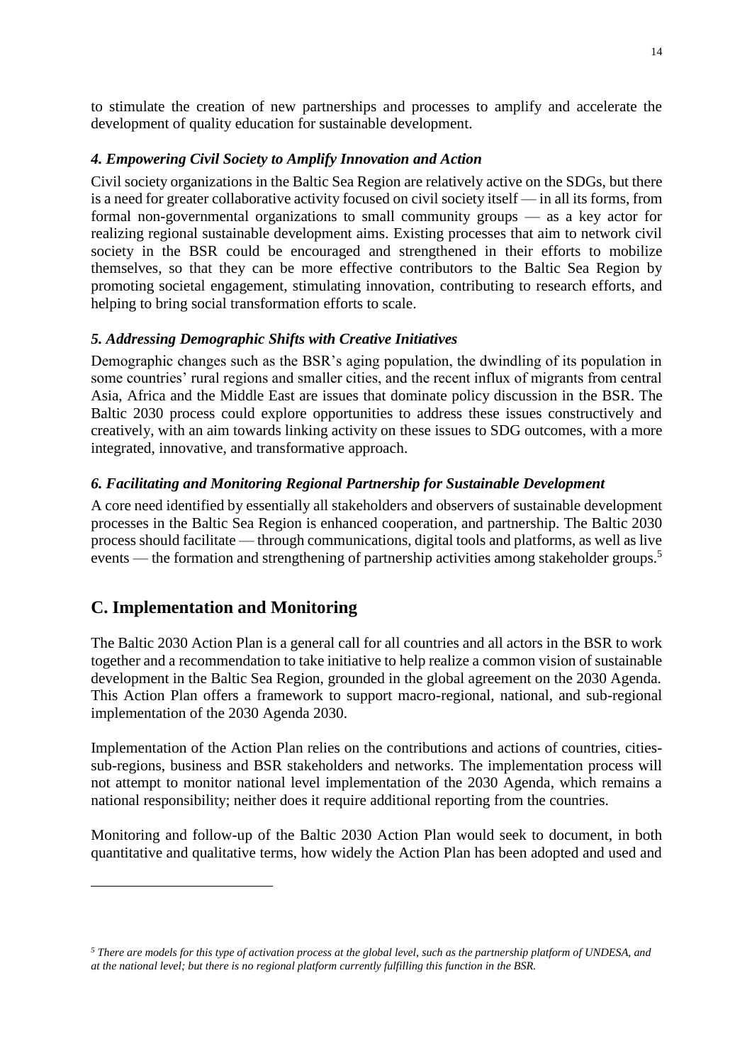to stimulate the creation of new partnerships and processes to amplify and accelerate the development of quality education for sustainable development.

#### *4. Empowering Civil Society to Amplify Innovation and Action*

Civil society organizations in the Baltic Sea Region are relatively active on the SDGs, but there is a need for greater collaborative activity focused on civil society itself — in all its forms, from formal non-governmental organizations to small community groups — as a key actor for realizing regional sustainable development aims. Existing processes that aim to network civil society in the BSR could be encouraged and strengthened in their efforts to mobilize themselves, so that they can be more effective contributors to the Baltic Sea Region by promoting societal engagement, stimulating innovation, contributing to research efforts, and helping to bring social transformation efforts to scale.

#### *5. Addressing Demographic Shifts with Creative Initiatives*

Demographic changes such as the BSR's aging population, the dwindling of its population in some countries' rural regions and smaller cities, and the recent influx of migrants from central Asia, Africa and the Middle East are issues that dominate policy discussion in the BSR. The Baltic 2030 process could explore opportunities to address these issues constructively and creatively, with an aim towards linking activity on these issues to SDG outcomes, with a more integrated, innovative, and transformative approach.

#### *6. Facilitating and Monitoring Regional Partnership for Sustainable Development*

A core need identified by essentially all stakeholders and observers of sustainable development processes in the Baltic Sea Region is enhanced cooperation, and partnership. The Baltic 2030 process should facilitate — through communications, digital tools and platforms, as well as live events — the formation and strengthening of partnership activities among stakeholder groups.[5]

## C. Implementation and Monitoring

The Baltic 2030 Action Plan is a general call for all countries and all actors in the BSR to work together and a recommendation to take initiative to help realize a common vision of sustainable development in the Baltic Sea Region, grounded in the global agreement on the 2030 Agenda. This Action Plan offers a framework to support macro-regional, national, and sub-regional implementation of the 2030 Agenda 2030.

Implementation of the Action Plan relies on the contributions and actions of countries, cities-sub-regions, business and BSR stakeholders and networks. The implementation process will not attempt to monitor national level implementation of the 2030 Agenda, which remains a national responsibility; neither does it require additional reporting from the countries.

Monitoring and follow-up of the Baltic 2030 Action Plan would seek to document, in both quantitative and qualitative terms, how widely the Action Plan has been adopted and used and

---

*[5] There are models for this type of activation process at the global level, such as the partnership platform of UNDESA, and at the national level; but there is no regional platform currently fulfilling this function in the BSR.*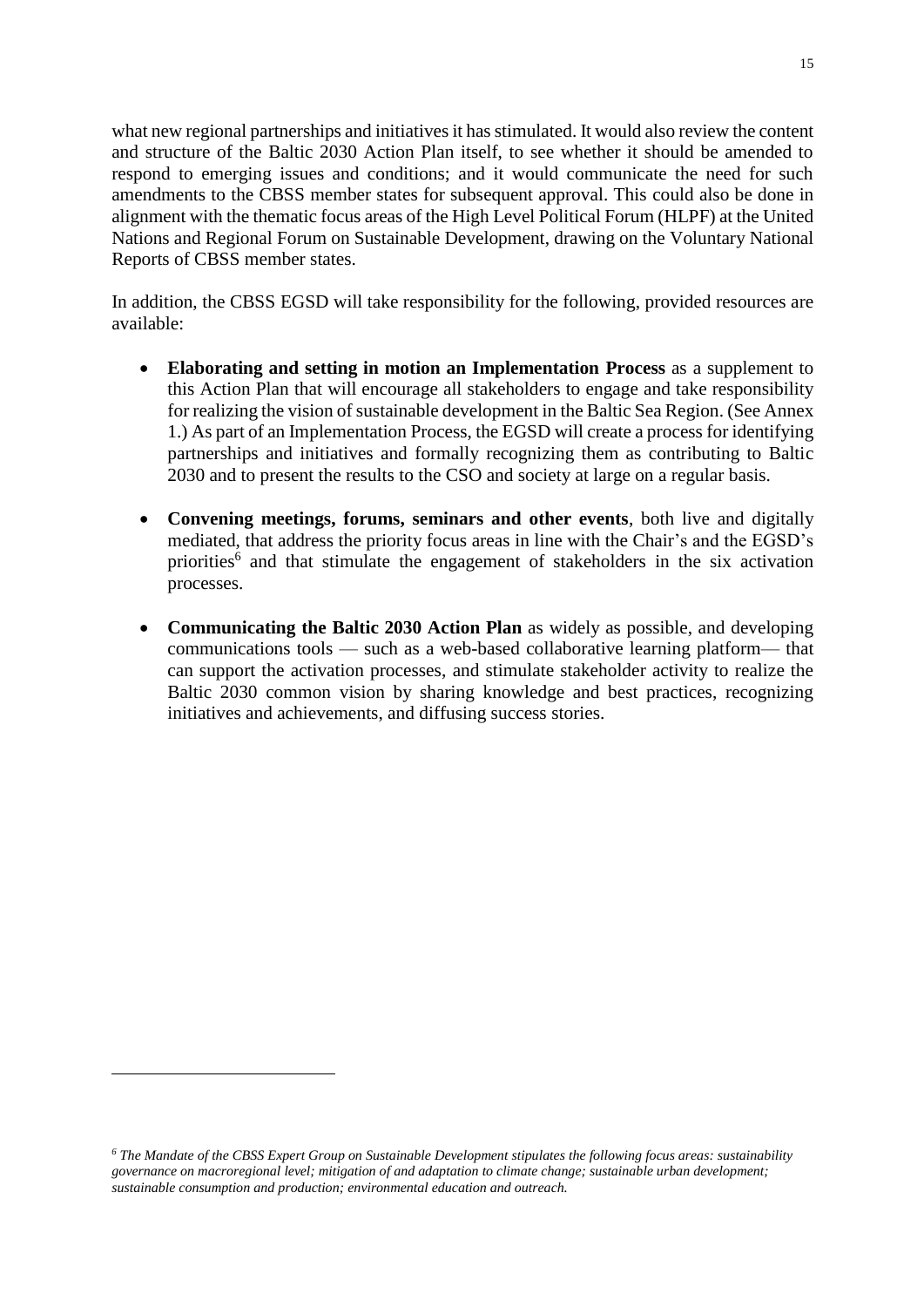what new regional partnerships and initiatives it has stimulated. It would also review the content and structure of the Baltic 2030 Action Plan itself, to see whether it should be amended to respond to emerging issues and conditions; and it would communicate the need for such amendments to the CBSS member states for subsequent approval. This could also be done in alignment with the thematic focus areas of the High Level Political Forum (HLPF) at the United Nations and Regional Forum on Sustainable Development, drawing on the Voluntary National Reports of CBSS member states.

In addition, the CBSS EGSD will take responsibility for the following, provided resources are available:

- **Elaborating and setting in motion an Implementation Process** as a supplement to this Action Plan that will encourage all stakeholders to engage and take responsibility for realizing the vision of sustainable development in the Baltic Sea Region. (See Annex 1.) As part of an Implementation Process, the EGSD will create a process for identifying partnerships and initiatives and formally recognizing them as contributing to Baltic 2030 and to present the results to the CSO and society at large on a regular basis.

- **Convening meetings, forums, seminars and other events**, both live and digitally mediated, that address the priority focus areas in line with the Chair's and the EGSD's priorities[6] and that stimulate the engagement of stakeholders in the six activation processes.

- **Communicating the Baltic 2030 Action Plan** as widely as possible, and developing communications tools — such as a web-based collaborative learning platform— that can support the activation processes, and stimulate stakeholder activity to realize the Baltic 2030 common vision by sharing knowledge and best practices, recognizing initiatives and achievements, and diffusing success stories.

---

[6] *The Mandate of the CBSS Expert Group on Sustainable Development stipulates the following focus areas: sustainability governance on macroregional level; mitigation of and adaptation to climate change; sustainable urban development; sustainable consumption and production; environmental education and outreach.*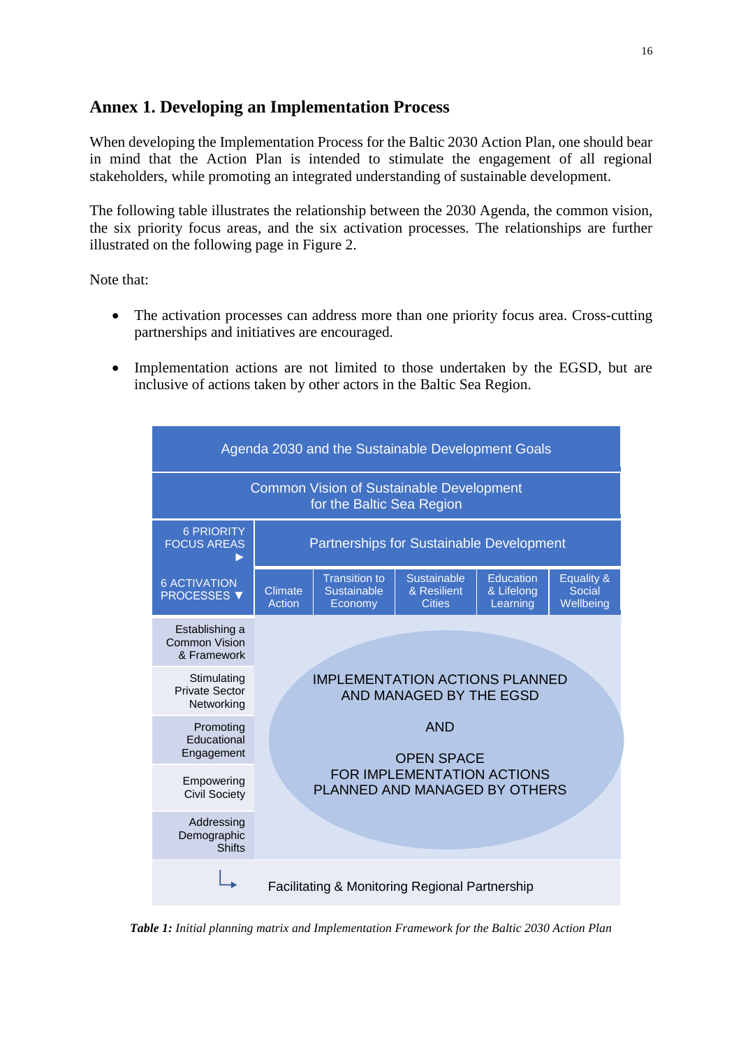## Annex 1. Developing an Implementation Process

When developing the Implementation Process for the Baltic 2030 Action Plan, one should bear in mind that the Action Plan is intended to stimulate the engagement of all regional stakeholders, while promoting an integrated understanding of sustainable development.

The following table illustrates the relationship between the 2030 Agenda, the common vision, the six priority focus areas, and the six activation processes. The relationships are further illustrated on the following page in Figure 2.

Note that:

- The activation processes can address more than one priority focus area. Cross-cutting partnerships and initiatives are encouraged.
- Implementation actions are not limited to those undertaken by the EGSD, but are inclusive of actions taken by other actors in the Baltic Sea Region.

| Agenda 2030 and the Sustainable Development Goals | | | | | |
|---|---|---|---|---|---|
| Common Vision of Sustainable Development for the Baltic Sea Region | | | | | |
| 6 PRIORITY FOCUS AREAS ► | Partnerships for Sustainable Development | | | | |
| 6 ACTIVATION PROCESSES ▼ | Climate Action | Transition to Sustainable Economy | Sustainable & Resilient Cities | Education & Lifelong Learning | Equality & Social Wellbeing |
| Establishing a Common Vision & Framework | IMPLEMENTATION ACTIONS PLANNED AND MANAGED BY THE EGSD AND OPEN SPACE FOR IMPLEMENTATION ACTIONS PLANNED AND MANAGED BY OTHERS | | | | |
| Stimulating Private Sector Networking | | | | | |
| Promoting Educational Engagement | | | | | |
| Empowering Civil Society | | | | | |
| Addressing Demographic Shifts | | | | | |
| ↳ Facilitating & Monitoring Regional Partnership | | | | | |

***Table 1:*** *Initial planning matrix and Implementation Framework for the Baltic 2030 Action Plan*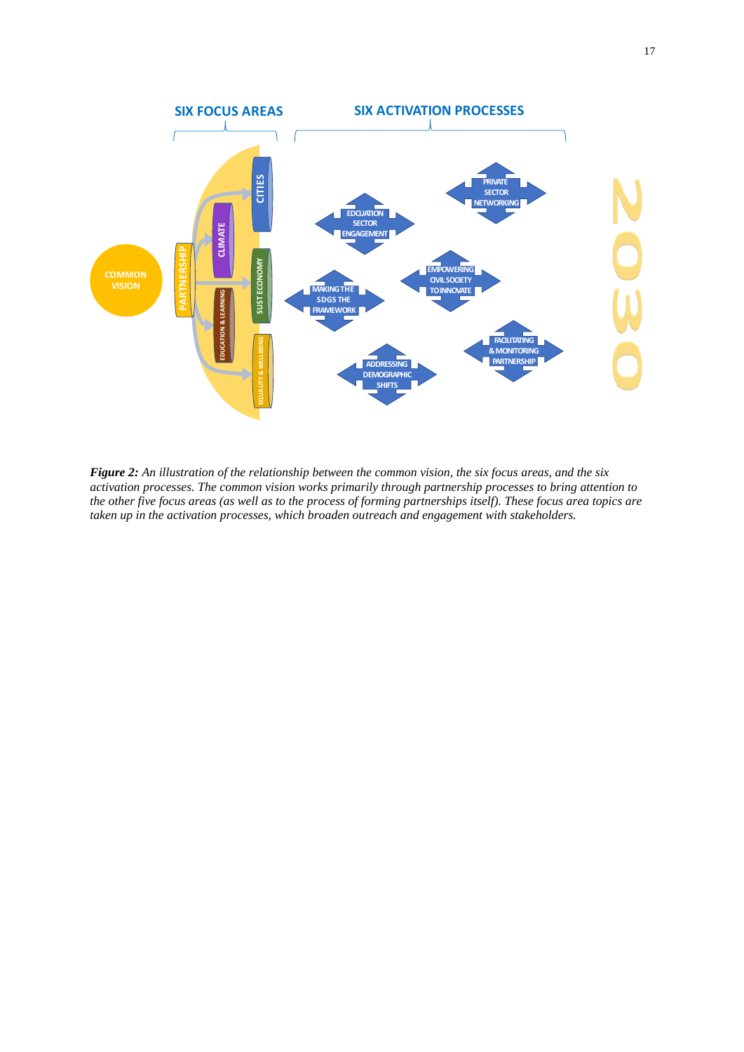SIX FOCUS AREAS

SIX ACTIVATION PROCESSES

COMMON VISION

PARTNERSHIP

CLIMATE

EDUCATION & LEARNING

CITIES

SUST ECONOMY

EQUALITY & WELL BEING

EDCUATION SECTOR ENGAGEMENT

PRIVATE SECTOR NETWORKING

EMPOWERING CIVIL SOCIETY TO INNOVATE

MAKING THE SDGS THE FRAMEWORK

FACILITATING & MONITORING PARTNERSHIP

ADDRESSING DEMOGRAPHIC SHIFTS

2030

***Figure 2:*** *An illustration of the relationship between the common vision, the six focus areas, and the six activation processes. The common vision works primarily through partnership processes to bring attention to the other five focus areas (as well as to the process of forming partnerships itself). These focus area topics are taken up in the activation processes, which broaden outreach and engagement with stakeholders.*